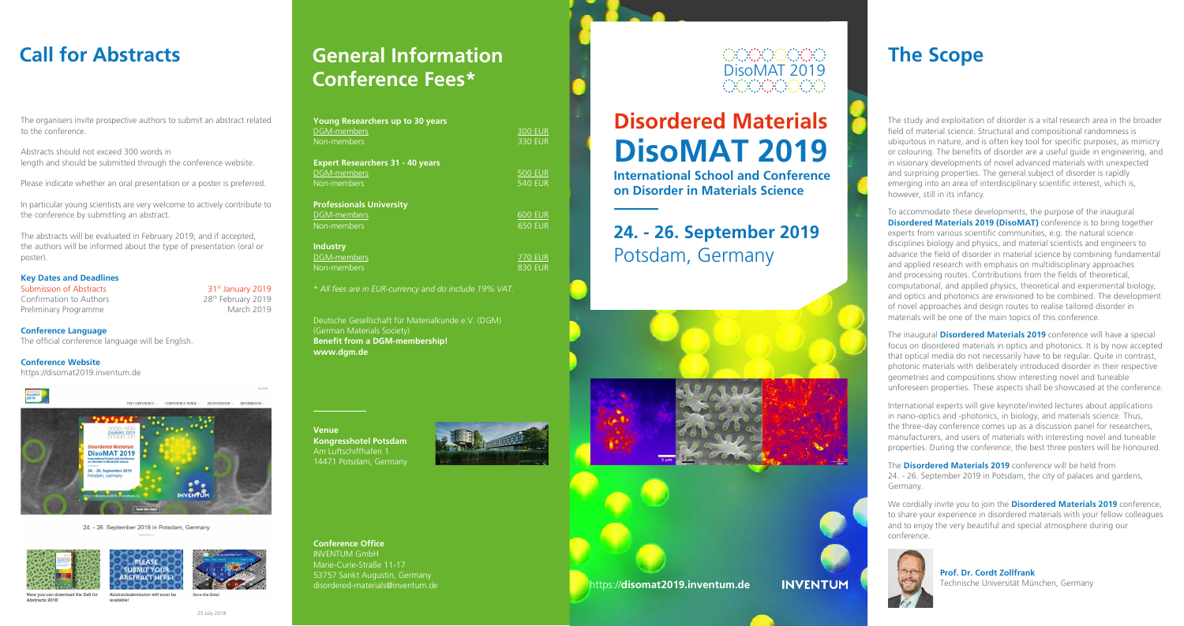# Call for Abstracts

The organisers invite prospective authors to submit an abstract related to the conference.

Abstracts should not exceed 300 words in length and should be submitted through the conference website.

Please indicate whether an oral presentation or a poster is preferred.

In particular young scientists are very welcome to actively contribute to the conference by submitting an abstract.

The abstracts will be evaluated in February 2019, and if accepted, the authors will be informed about the type of presentation (oral or poster).

**Key Dates and Deadlines**

| | |
|---|---|
| Submission of Abstracts | 31st January 2019 |
| Confirmation to Authors | 28th February 2019 |
| Preliminary Programme | March 2019 |

**Conference Language**
The official conference language will be English.

**Conference Website**
https://disomat2019.inventum.de

24. - 26. September 2019 in Potsdam, Germany

Here you can download the Call for Abstracts 2018!

Abstractsubmission will soon be available!

Save-the-Date!

25 July 2018

# General Information Conference Fees*

| | |
|---|---|
| **Young Researchers up to 30 years** | |
| DGM-members | 300 EUR |
| Non-members | 330 EUR |
| **Expert Researchers 31 - 40 years** | |
| DGM-members | 500 EUR |
| Non-members | 540 EUR |
| **Professionals University** | |
| DGM-members | 600 EUR |
| Non-members | 650 EUR |
| **Industry** | |
| DGM-members | 770 EUR |
| Non-members | 830 EUR |

*\* All fees are in EUR-currency and do include 19% VAT.*

Deutsche Gesellschaft für Materialkunde e.V. (DGM)
(German Materials Society)
**Benefit from a DGM-membership!**
**www.dgm.de**

**Venue**
**Kongresshotel Potsdam**
Am Luftschiffhafen 1
14471 Potsdam, Germany

**Conference Office**
INVENTUM GmbH
Marie-Curie-Straße 11-17
53757 Sankt Augustin, Germany
disordered-materials@inventum.de

DisoMAT 2019

# Disordered Materials DisoMAT 2019

**International School and Conference on Disorder in Materials Science**

## 24. - 26. September 2019
Potsdam, Germany

https://**disomat2019.inventum.de**

INVENTUM

# The Scope

The study and exploitation of disorder is a vital research area in the broader field of material science. Structural and compositional randomness is ubiquitous in nature, and is often key tool for specific purposes, as mimicry or colouring. The benefits of disorder are a useful guide in engineering, and in visionary developments of novel advanced materials with unexpected and surprising properties. The general subject of disorder is rapidly emerging into an area of interdisciplinary scientific interest, which is, however, still in its infancy.

To accommodate these developments, the purpose of the inaugural **Disordered Materials 2019 (DisoMAT)** conference is to bring together experts from various scientific communities, e.g. the natural science disciplines biology and physics, and material scientists and engineers to advance the field of disorder in material science by combining fundamental and applied research with emphasis on multidisciplinary approaches and processing routes. Contributions from the fields of theoretical, computational, and applied physics, theoretical and experimental biology, and optics and photonics are envisioned to be combined. The development of novel approaches and design routes to realise tailored disorder in materials will be one of the main topics of this conference.

The inaugural **Disordered Materials 2019** conference will have a special focus on disordered materials in optics and photonics. It is by now accepted that optical media do not necessarily have to be regular. Quite in contrast, photonic materials with deliberately introduced disorder in their respective geometries and compositions show interesting novel and tuneable unforeseen properties. These aspects shall be showcased at the conference.

International experts will give keynote/invited lectures about applications in nano-optics and -photonics, in biology, and materials science. Thus, the three-day conference comes up as a discussion panel for researchers, manufacturers, and users of materials with interesting novel and tuneable properties. During the conference, the best three posters will be honoured.

The **Disordered Materials 2019** conference will be held from 24. - 26. September 2019 in Potsdam, the city of palaces and gardens, Germany.

We cordially invite you to join the **Disordered Materials 2019** conference, to share your experience in disordered materials with your fellow colleagues and to enjoy the very beautiful and special atmosphere during our conference.

**Prof. Dr. Cordt Zollfrank**
Technische Universität München, Germany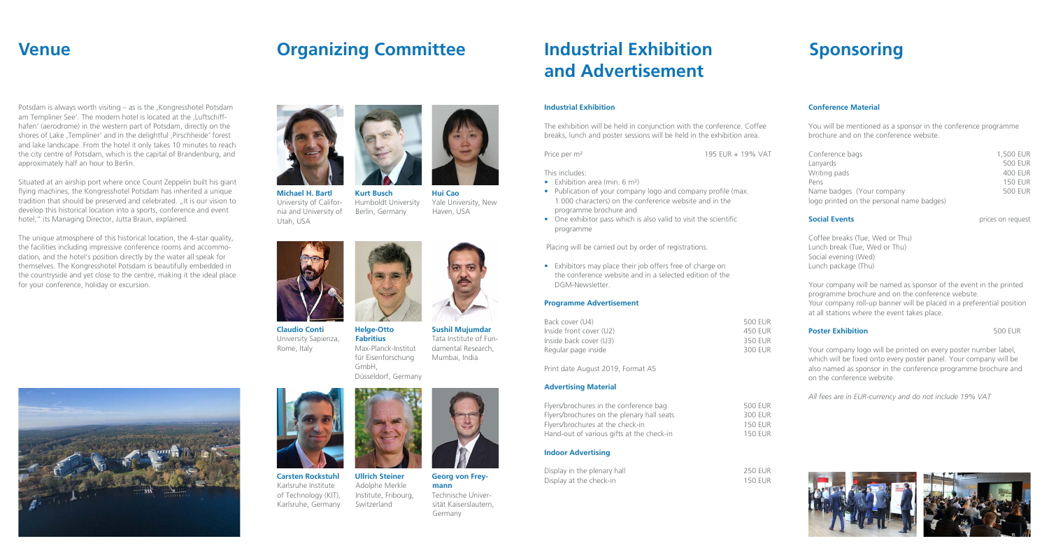# Venue

Potsdam is always worth visiting – as is the ‚Kongresshotel Potsdam am Templiner See'. The modern hotel is located at the ‚Luftschiffhafen' (aerodrome) in the western part of Potsdam, directly on the shores of Lake ‚Templiner' and in the delightful ‚Pirschheide' forest and lake landscape. From the hotel it only takes 10 minutes to reach the city centre of Potsdam, which is the capital of Brandenburg, and approximately half an hour to Berlin.

Situated at an airship port where once Count Zeppelin built his giant flying machines, the Kongresshotel Potsdam has inherited a unique tradition that should be preserved and celebrated. „It is our vision to develop this historical location into a sports, conference and event hotel," its Managing Director, Jutta Braun, explained.

The unique atmosphere of this historical location, the 4-star quality, the facilities including impressive conference rooms and accommodation, and the hotel's position directly by the water all speak for themselves. The Kongresshotel Potsdam is beautifully embedded in the countryside and yet close to the centre, making it the ideal place for your conference, holiday or excursion.

# Organizing Committee

**Michael H. Bartl**
University of California and University of Utah, USA

**Kurt Busch**
Humboldt University Berlin, Germany

**Hui Cao**
Yale University, New Haven, USA

**Claudio Conti**
University Sapienza, Rome, Italy

**Helge-Otto Fabritius**
Max-Planck-Institut für Eisenforschung GmbH, Düsseldorf, Germany

**Sushil Mujumdar**
Tata Institute of Fundamental Research, Mumbai, India

**Carsten Rockstuhl**
Karlsruhe Institute of Technology (KIT), Karlsruhe, Germany

**Ullrich Steiner**
Adolphe Merkle Institute, Fribourg, Switzerland

**Georg von Freymann**
Technische Universität Kaiserslautern, Germany

# Industrial Exhibition and Advertisement

### Industrial Exhibition

The exhibition will be held in conjunction with the conference. Coffee breaks, lunch and poster sessions will be held in the exhibition area.

Price per m² 195 EUR + 19% VAT

This includes:

- Exhibition area (min. 6 m²)
- Publication of your company logo and company profile (max. 1.000 characters) on the conference website and in the programme brochure and
- One exhibitor pass which is also valid to visit the scientific programme

Placing will be carried out by order of registrations.

- Exhibitors may place their job offers free of charge on the conference website and in a selected edition of the DGM-Newsletter.

### Programme Advertisement

| | |
|---|---|
| Back cover (U4) | 500 EUR |
| Inside front cover (U2) | 450 EUR |
| Inside back cover (U3) | 350 EUR |
| Regular page inside | 300 EUR |

Print date August 2019, Format A5

### Advertising Material

| | |
|---|---|
| Flyers/brochures in the conference bag | 500 EUR |
| Flyers/brochures on the plenary hall seats | 300 EUR |
| Flyers/brochures at the check-in | 150 EUR |
| Hand-out of various gifts at the check-in | 150 EUR |

### Indoor Advertising

| | |
|---|---|
| Display in the plenary hall | 250 EUR |
| Display at the check-in | 150 EUR |

# Sponsoring

### Conference Material

You will be mentioned as a sponsor in the conference programme brochure and on the conference website.

| | |
|---|---|
| Conference bags | 1,500 EUR |
| Lanyards | 500 EUR |
| Writing pads | 400 EUR |
| Pens | 150 EUR |
| Name badges (Your company logo printed on the personal name badges) | 500 EUR |

### Social Events — prices on request

Coffee breaks (Tue, Wed or Thu)
Lunch break (Tue, Wed or Thu)
Social evening (Wed)
Lunch package (Thu)

Your company will be named as sponsor of the event in the printed programme brochure and on the conference website.
Your company roll-up banner will be placed in a preferential position at all stations where the event takes place.

### Poster Exhibition — 500 EUR

Your company logo will be printed on every poster number label, which will be fixed onto every poster panel. Your company will be also named as sponsor in the conference programme brochure and on the conference website.

*All fees are in EUR-currency and do not include 19% VAT*